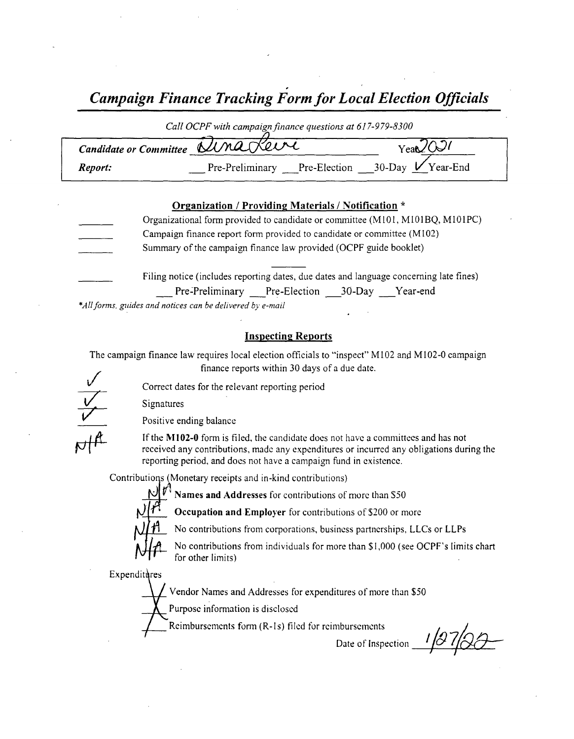# *Campaign Finance Tracking Form for Local Election Officials*

*Call OCPF with campaign finance questions at 617-979-8300*

| | |
|---|---|
| ***Candidate or Committee*** Dina Levi | Year 2021 |
| ***Report:*** ___ Pre-Preliminary ___ Pre-Election ___ 30-Day ✓ Year-End | |

## Organization / Providing Materials / Notification *

_____ Organizational form provided to candidate or committee (M101, M101BQ, M101PC)

_____ Campaign finance report form provided to candidate or committee (M102)

_____ Summary of the campaign finance law provided (OCPF guide booklet)

_____ Filing notice (includes reporting dates, due dates and language concerning late fines)

___ Pre-Preliminary ___ Pre-Election ___ 30-Day ___ Year-end

*All forms, guides and notices can be delivered by e-mail*

## Inspecting Reports

The campaign finance law requires local election officials to "inspect" M102 and M102-0 campaign finance reports within 30 days of a due date.

✓ Correct dates for the relevant reporting period

✓ Signatures

✓ Positive ending balance

N/A If the **M102-0** form is filed, the candidate does not have a committees and has not received any contributions, made any expenditures or incurred any obligations during the reporting period, and does not have a campaign fund in existence.

Contributions (Monetary receipts and in-kind contributions)

N/A **Names and Addresses** for contributions of more than $50

N/A **Occupation and Employer** for contributions of $200 or more

N/A No contributions from corporations, business partnerships, LLCs or LLPs

N/A No contributions from individuals for more than $1,000 (see OCPF's limits chart for other limits)

Expenditures

✓ Vendor Names and Addresses for expenditures of more than $50

✓ Purpose information is disclosed

✓ Reimbursements form (R-1s) filed for reimbursements

Date of Inspection 1/27/22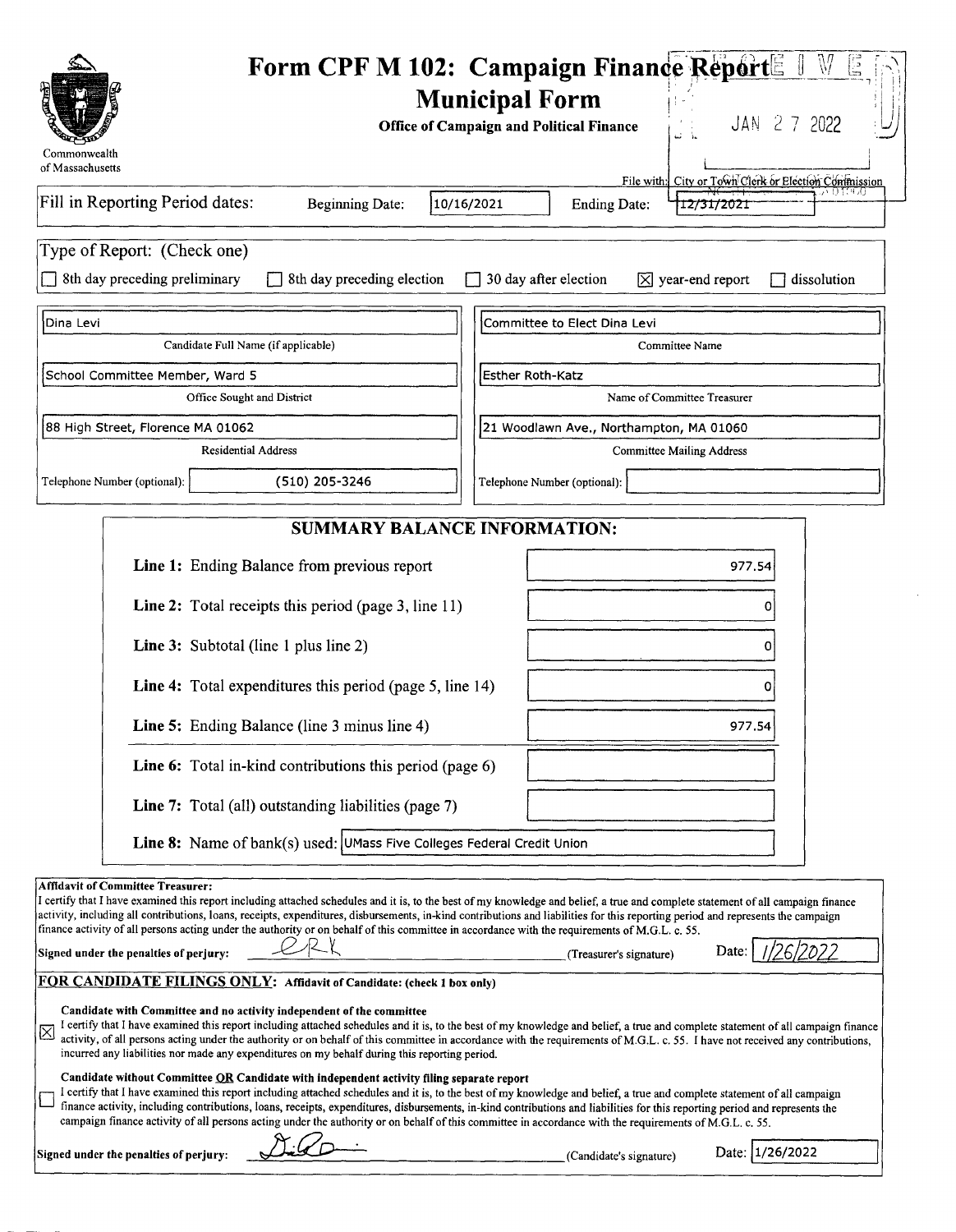Commonwealth of Massachusetts

# Form CPF M 102: Campaign Finance Report

## Municipal Form

**Office of Campaign and Political Finance**

RECEIVED JAN 27 2022

File with: City or Town Clerk or Election Commission

| Fill in Reporting Period dates: | Beginning Date: | 10/16/2021 | Ending Date: | 12/31/2021 |
|---|---|---|---|---|

Type of Report: (Check one)

- [ ] 8th day preceding preliminary
- [ ] 8th day preceding election
- [ ] 30 day after election
- [x] year-end report
- [ ] dissolution

| Field | Value | Field | Value |
|---|---|---|---|
| Candidate Full Name (if applicable) | Dina Levi | Committee Name | Committee to Elect Dina Levi |
| Office Sought and District | School Committee Member, Ward 5 | Name of Committee Treasurer | Esther Roth-Katz |
| Residential Address | 88 High Street, Florence MA 01062 | Committee Mailing Address | 21 Woodlawn Ave., Northampton, MA 01060 |
| Telephone Number (optional): | (510) 205-3246 | Telephone Number (optional): | |

## SUMMARY BALANCE INFORMATION:

| Line | Amount |
|---|---|
| **Line 1:** Ending Balance from previous report | 977.54 |
| **Line 2:** Total receipts this period (page 3, line 11) | 0 |
| **Line 3:** Subtotal (line 1 plus line 2) | 0 |
| **Line 4:** Total expenditures this period (page 5, line 14) | 0 |
| **Line 5:** Ending Balance (line 3 minus line 4) | 977.54 |
| **Line 6:** Total in-kind contributions this period (page 6) | |
| **Line 7:** Total (all) outstanding liabilities (page 7) | |
| **Line 8:** Name of bank(s) used: | UMass Five Colleges Federal Credit Union |

**Affidavit of Committee Treasurer:**
I certify that I have examined this report including attached schedules and it is, to the best of my knowledge and belief, a true and complete statement of all campaign finance activity, including all contributions, loans, receipts, expenditures, disbursements, in-kind contributions and liabilities for this reporting period and represents the campaign finance activity of all persons acting under the authority or on behalf of this committee in accordance with the requirements of M.G.L. c. 55.

Signed under the penalties of perjury: ERK (Treasurer's signature) Date: 1/26/2022

**FOR CANDIDATE FILINGS ONLY: Affidavit of Candidate: (check 1 box only)**

- [x] **Candidate with Committee and no activity independent of the committee**
I certify that I have examined this report including attached schedules and it is, to the best of my knowledge and belief, a true and complete statement of all campaign finance activity, of all persons acting under the authority or on behalf of this committee in accordance with the requirements of M.G.L. c. 55. I have not received any contributions, incurred any liabilities nor made any expenditures on my behalf during this reporting period.

- [ ] **Candidate without Committee OR Candidate with independent activity filing separate report**
I certify that I have examined this report including attached schedules and it is, to the best of my knowledge and belief, a true and complete statement of all campaign finance activity, including contributions, loans, receipts, expenditures, disbursements, in-kind contributions and liabilities for this reporting period and represents the campaign finance activity of all persons acting under the authority or on behalf of this committee in accordance with the requirements of M.G.L. c. 55.

Signed under the penalties of perjury: (Candidate's signature) Date: 1/26/2022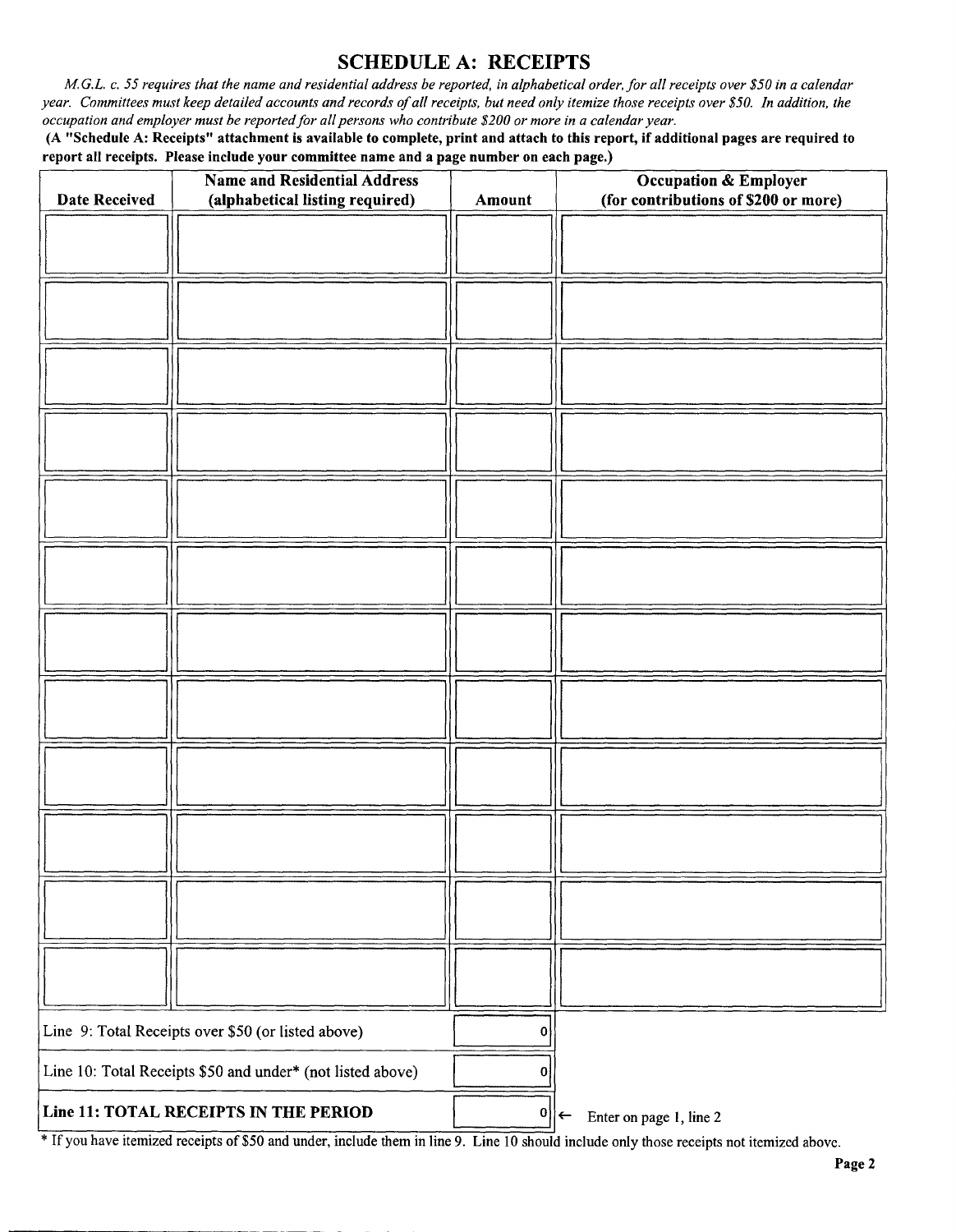# SCHEDULE A: RECEIPTS

*M.G.L. c. 55 requires that the name and residential address be reported, in alphabetical order, for all receipts over $50 in a calendar year. Committees must keep detailed accounts and records of all receipts, but need only itemize those receipts over $50. In addition, the occupation and employer must be reported for all persons who contribute $200 or more in a calendar year.*

**(A "Schedule A: Receipts" attachment is available to complete, print and attach to this report, if additional pages are required to report all receipts. Please include your committee name and a page number on each page.)**

| Date Received | Name and Residential Address (alphabetical listing required) | Amount | Occupation & Employer (for contributions of $200 or more) |
|---|---|---|---|
| | | | |
| | | | |
| | | | |
| | | | |
| | | | |
| | | | |
| | | | |
| | | | |
| | | | |
| | | | |
| | | | |
| | | | |

| | | |
|---|---|---|
| Line 9: Total Receipts over $50 (or listed above) | 0 | |
| Line 10: Total Receipts $50 and under* (not listed above) | 0 | |
| **Line 11: TOTAL RECEIPTS IN THE PERIOD** | 0 | ← Enter on page 1, line 2 |

* If you have itemized receipts of $50 and under, include them in line 9. Line 10 should include only those receipts not itemized above.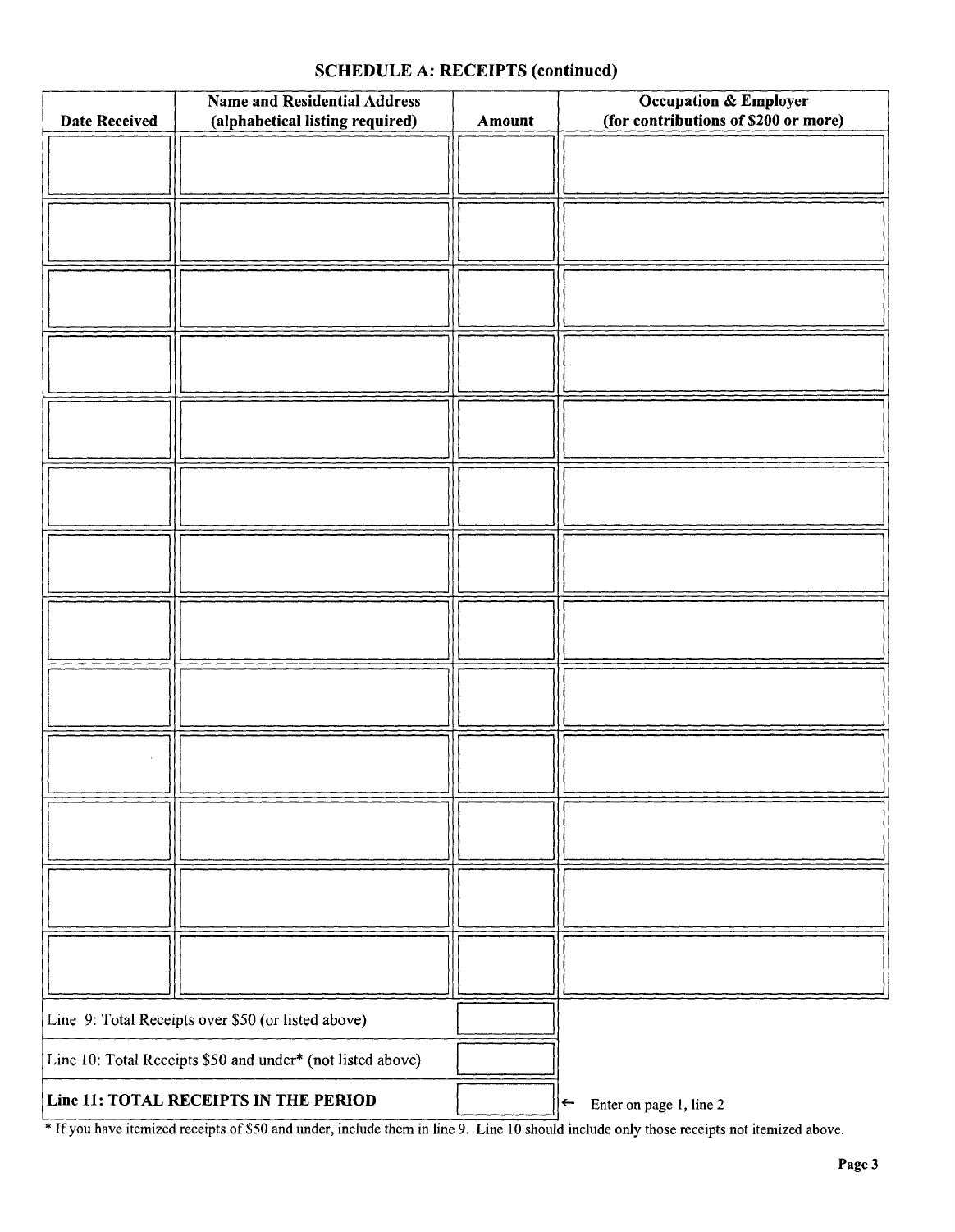## SCHEDULE A: RECEIPTS (continued)

| Date Received | Name and Residential Address (alphabetical listing required) | Amount | Occupation & Employer (for contributions of $200 or more) |
|---|---|---|---|
| | | | |
| | | | |
| | | | |
| | | | |
| | | | |
| | | | |
| | | | |
| | | | |
| | | | |
| | | | |
| | | | |
| | | | |
| | | | |

| | | |
|---|---|---|
| Line 9: Total Receipts over $50 (or listed above) | | |
| Line 10: Total Receipts $50 and under* (not listed above) | | |
| **Line 11: TOTAL RECEIPTS IN THE PERIOD** | | ← Enter on page 1, line 2 |

* If you have itemized receipts of $50 and under, include them in line 9. Line 10 should include only those receipts not itemized above.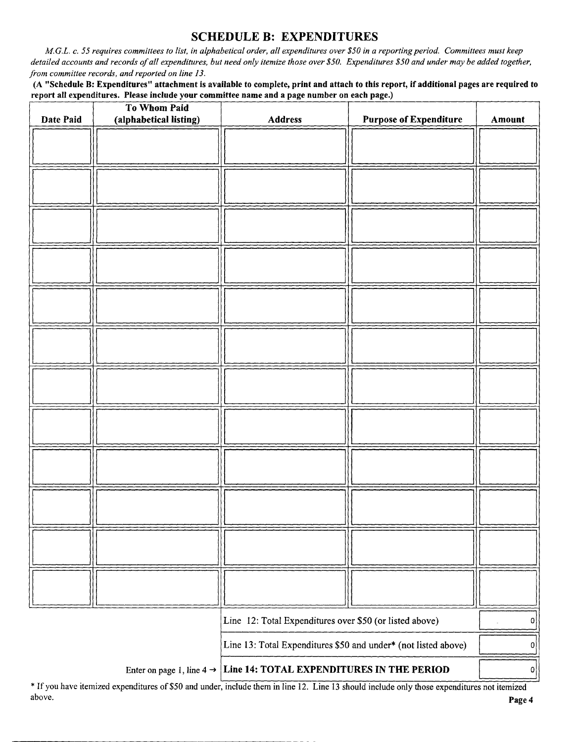## SCHEDULE B: EXPENDITURES

*M.G.L. c. 55 requires committees to list, in alphabetical order, all expenditures over $50 in a reporting period. Committees must keep detailed accounts and records of all expenditures, but need only itemize those over $50. Expenditures $50 and under may be added together, from committee records, and reported on line 13.*

**(A "Schedule B: Expenditures" attachment is available to complete, print and attach to this report, if additional pages are required to report all expenditures. Please include your committee name and a page number on each page.)**

| Date Paid | To Whom Paid (alphabetical listing) | Address | Purpose of Expenditure | Amount |
|---|---|---|---|---|
| | | | | |
| | | | | |
| | | | | |
| | | | | |
| | | | | |
| | | | | |
| | | | | |
| | | | | |
| | | | | |
| | | | | |
| | | | | |
| | | | | |

| | | |
|---|---|---|
| | Line 12: Total Expenditures over $50 (or listed above) | 0 |
| | Line 13: Total Expenditures $50 and under* (not listed above) | 0 |
| Enter on page 1, line 4 → | **Line 14: TOTAL EXPENDITURES IN THE PERIOD** | 0 |

* If you have itemized expenditures of $50 and under, include them in line 12. Line 13 should include only those expenditures not itemized above.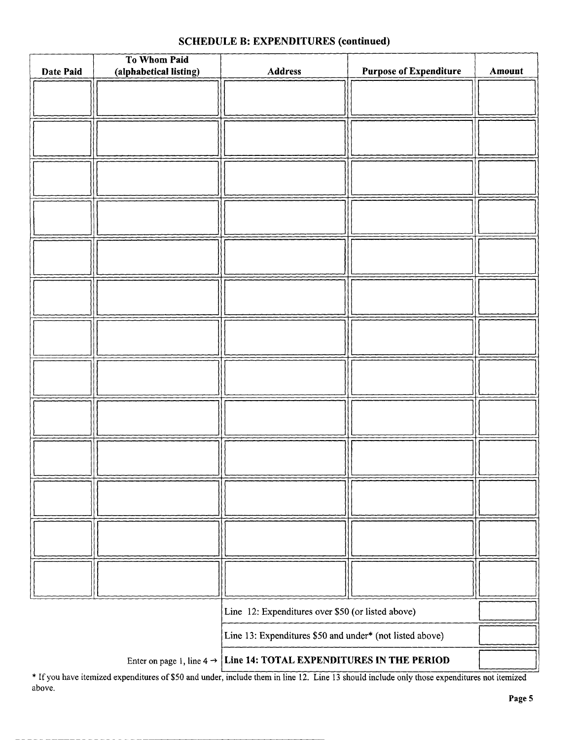## SCHEDULE B: EXPENDITURES (continued)

| Date Paid | To Whom Paid (alphabetical listing) | Address | Purpose of Expenditure | Amount |
|---|---|---|---|---|
| | | | | |
| | | | | |
| | | | | |
| | | | | |
| | | | | |
| | | | | |
| | | | | |
| | | | | |
| | | | | |
| | | | | |
| | | | | |
| | | | | |
| | | | | |

| | |
|---|---|
| Line 12: Expenditures over $50 (or listed above) | |
| Line 13: Expenditures $50 and under* (not listed above) | |
| Enter on page 1, line 4 → **Line 14: TOTAL EXPENDITURES IN THE PERIOD** | |

* If you have itemized expenditures of $50 and under, include them in line 12. Line 13 should include only those expenditures not itemized above.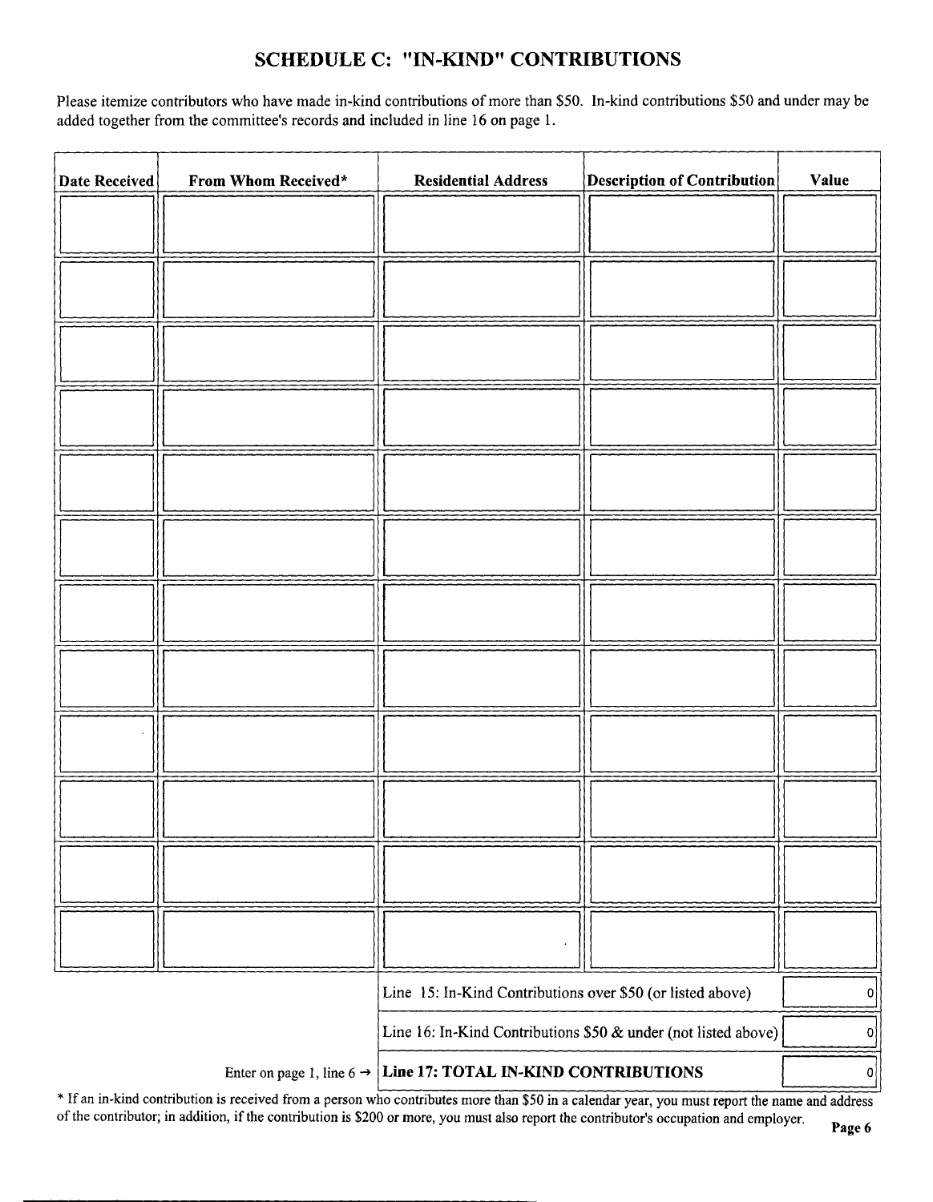## SCHEDULE C: "IN-KIND" CONTRIBUTIONS

Please itemize contributors who have made in-kind contributions of more than $50. In-kind contributions $50 and under may be added together from the committee's records and included in line 16 on page 1.

| Date Received | From Whom Received* | Residential Address | Description of Contribution | Value |
|---|---|---|---|---|
| | | | | |
| | | | | |
| | | | | |
| | | | | |
| | | | | |
| | | | | |
| | | | | |
| | | | | |
| | | | | |
| | | | | |
| | | | | |
| | | | | |

| | |
|---|---|
| Line 15: In-Kind Contributions over $50 (or listed above) | 0 |
| Line 16: In-Kind Contributions $50 & under (not listed above) | 0 |
| Enter on page 1, line 6 → **Line 17: TOTAL IN-KIND CONTRIBUTIONS** | 0 |

* If an in-kind contribution is received from a person who contributes more than $50 in a calendar year, you must report the name and address of the contributor; in addition, if the contribution is $200 or more, you must also report the contributor's occupation and employer.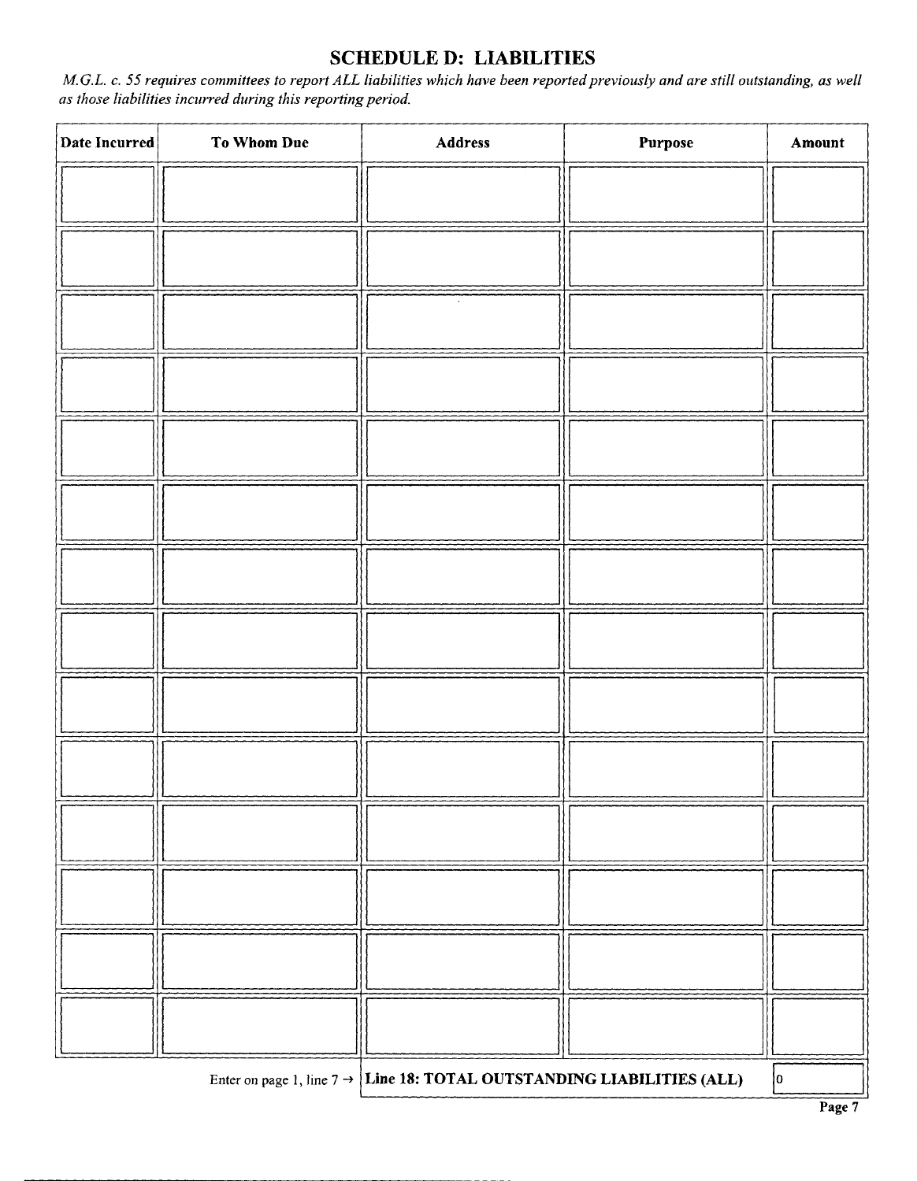## SCHEDULE D: LIABILITIES

*M.G.L. c. 55 requires committees to report ALL liabilities which have been reported previously and are still outstanding, as well as those liabilities incurred during this reporting period.*

| Date Incurred | To Whom Due | Address | Purpose | Amount |
|---|---|---|---|---|
| | | | | |
| | | | | |
| | | | | |
| | | | | |
| | | | | |
| | | | | |
| | | | | |
| | | | | |
| | | | | |
| | | | | |
| | | | | |
| | | | | |
| | | | | |
| | | | | |

Enter on page 1, line 7 → **Line 18: TOTAL OUTSTANDING LIABILITIES (ALL)** 0

Page 7